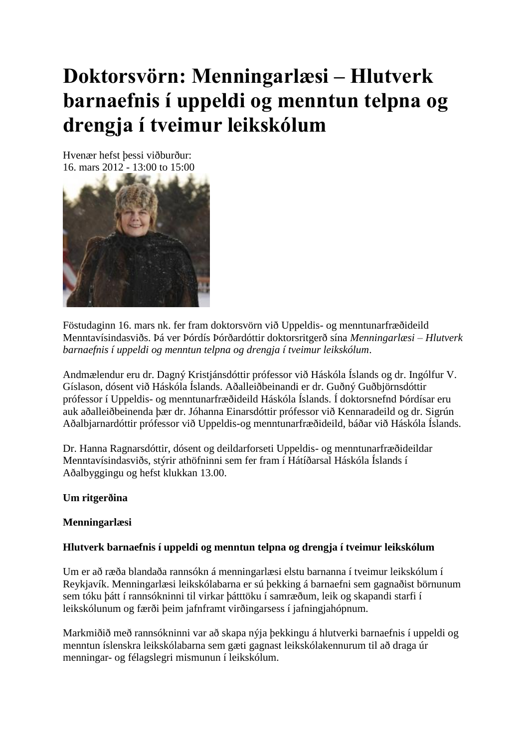# Doktorsvörn: Menningarlæsi – Hlutverk barnaefnis í uppeldi og menntun telpna og drengja í tveimur leikskólum

Hvenær hefst þessi viðburður:
16. mars 2012 - 13:00 to 15:00

Föstudaginn 16. mars nk. fer fram doktorsvörn við Uppeldis- og menntunarfræðideild Menntavísindasviðs. Þá ver Þórdís Þórðardóttir doktorsritgerð sína *Menningarlæsi – Hlutverk barnaefnis í uppeldi og menntun telpna og drengja í tveimur leikskólum*.

Andmælendur eru dr. Dagný Kristjánsdóttir prófessor við Háskóla Íslands og dr. Ingólfur V. Gíslason, dósent við Háskóla Íslands. Aðalleiðbeinandi er dr. Guðný Guðbjörnsdóttir prófessor í Uppeldis- og menntunarfræðideild Háskóla Íslands. Í doktorsnefnd Þórdísar eru auk aðalleiðbeinenda þær dr. Jóhanna Einarsdóttir prófessor við Kennaradeild og dr. Sigrún Aðalbjarnardóttir prófessor við Uppeldis-og menntunarfræðideild, báðar við Háskóla Íslands.

Dr. Hanna Ragnarsdóttir, dósent og deildarforseti Uppeldis- og menntunarfræðideildar Menntavísindasviðs, stýrir athöfninni sem fer fram í Hátíðarsal Háskóla Íslands í Aðalbyggingu og hefst klukkan 13.00.

**Um ritgerðina**

**Menningarlæsi**

**Hlutverk barnaefnis í uppeldi og menntun telpna og drengja í tveimur leikskólum**

Um er að ræða blandaða rannsókn á menningarlæsi elstu barnanna í tveimur leikskólum í Reykjavík. Menningarlæsi leikskólabarna er sú þekking á barnaefni sem gagnaðist börnunum sem tóku þátt í rannsókninni til virkar þátttöku í samræðum, leik og skapandi starfi í leikskólunum og færði þeim jafnframt virðingarsess í jafningjahópnum.

Markmiðið með rannsókninni var að skapa nýja þekkingu á hlutverki barnaefnis í uppeldi og menntun íslenskra leikskólabarna sem gæti gagnast leikskólakennurum til að draga úr menningar- og félagslegri mismunun í leikskólum.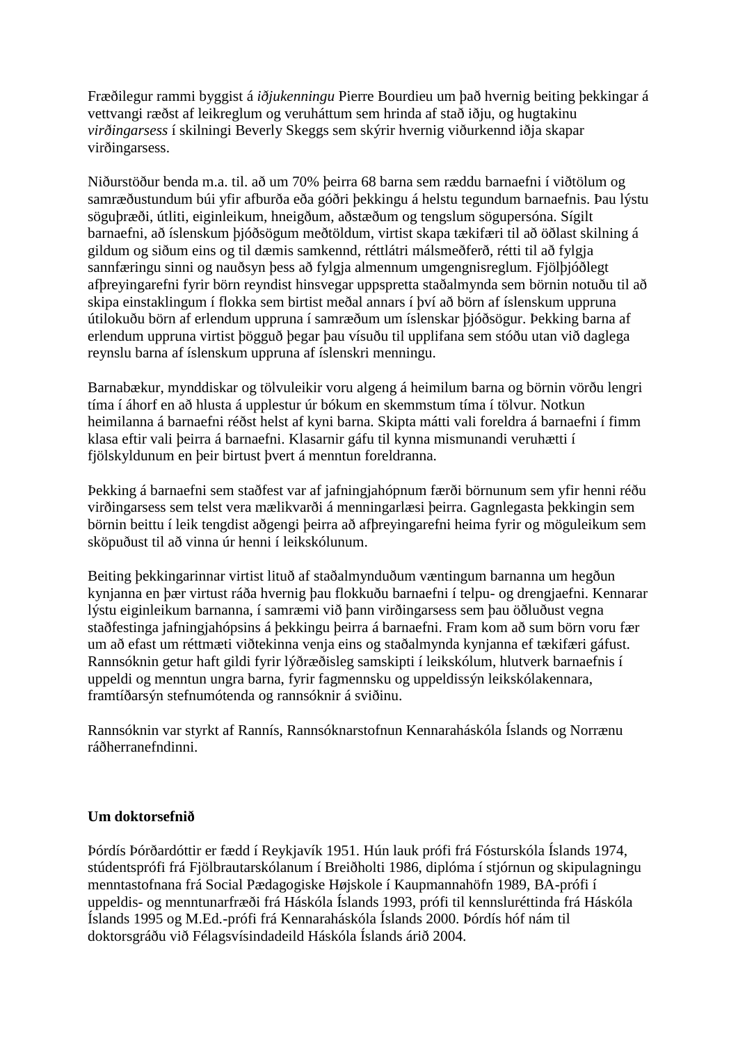Fræðilegur rammi byggist á *iðjukenningu* Pierre Bourdieu um það hvernig beiting þekkingar á vettvangi ræðst af leikreglum og veruháttum sem hrinda af stað iðju, og hugtakinu *virðingarsess* í skilningi Beverly Skeggs sem skýrir hvernig viðurkennd iðja skapar virðingarsess.

Niðurstöður benda m.a. til. að um 70% þeirra 68 barna sem ræddu barnaefni í viðtölum og samræðustundum búi yfir afburða eða góðri þekkingu á helstu tegundum barnaefnis. Þau lýstu söguþræði, útliti, eiginleikum, hneigðum, aðstæðum og tengslum sögupersóna. Sígilt barnaefni, að íslenskum þjóðsögum meðtöldum, virtist skapa tækifæri til að öðlast skilning á gildum og siðum eins og til dæmis samkennd, réttlátri málsmeðferð, rétti til að fylgja sannfæringu sinni og nauðsyn þess að fylgja almennum umgengnisreglum. Fjölþjóðlegt afþreyingarefni fyrir börn reyndist hinsvegar uppspretta staðalmynda sem börnin notuðu til að skipa einstaklingum í flokka sem birtist meðal annars í því að börn af íslenskum uppruna útilokuðu börn af erlendum uppruna í samræðum um íslenskar þjóðsögur. Þekking barna af erlendum uppruna virtist þögguð þegar þau vísuðu til upplifana sem stóðu utan við daglega reynslu barna af íslenskum uppruna af íslenskri menningu.

Barnabækur, mynddiskar og tölvuleikir voru algeng á heimilum barna og börnin vörðu lengri tíma í áhorf en að hlusta á upplestur úr bókum en skemmstum tíma í tölvur. Notkun heimilanna á barnaefni réðst helst af kyni barna. Skipta mátti vali foreldra á barnaefni í fimm klasa eftir vali þeirra á barnaefni. Klasarnir gáfu til kynna mismunandi veruhætti í fjölskyldunum en þeir birtust þvert á menntun foreldranna.

Þekking á barnaefni sem staðfest var af jafningjahópnum færði börnunum sem yfir henni réðu virðingarsess sem telst vera mælikvarði á menningarlæsi þeirra. Gagnlegasta þekkingin sem börnin beittu í leik tengdist aðgengi þeirra að afþreyingarefni heima fyrir og möguleikum sem sköpuðust til að vinna úr henni í leikskólunum.

Beiting þekkingarinnar virtist lituð af staðalmynduðum væntingum barnanna um hegðun kynjanna en þær virtust ráða hvernig þau flokkuðu barnaefni í telpu- og drengjaefni. Kennarar lýstu eiginleikum barnanna, í samræmi við þann virðingarsess sem þau öðluðust vegna staðfestinga jafningjahópsins á þekkingu þeirra á barnaefni. Fram kom að sum börn voru fær um að efast um réttmæti viðtekinna venja eins og staðalmynda kynjanna ef tækifæri gáfust. Rannsóknin getur haft gildi fyrir lýðræðisleg samskipti í leikskólum, hlutverk barnaefnis í uppeldi og menntun ungra barna, fyrir fagmennsku og uppeldissýn leikskólakennara, framtíðarsýn stefnumótenda og rannsóknir á sviðinu.

Rannsóknin var styrkt af Rannís, Rannsóknarstofnun Kennaraháskóla Íslands og Norrænu ráðherranefndinni.

**Um doktorsefnið**

Þórdís Þórðardóttir er fædd í Reykjavík 1951. Hún lauk prófi frá Fósturskóla Íslands 1974, stúdentsprófi frá Fjölbrautarskólanum í Breiðholti 1986, diplóma í stjórnun og skipulagningu menntastofnana frá Social Pædagogiske Højskole í Kaupmannahöfn 1989, BA-prófi í uppeldis- og menntunarfræði frá Háskóla Íslands 1993, prófi til kennsluréttinda frá Háskóla Íslands 1995 og M.Ed.-prófi frá Kennaraháskóla Íslands 2000. Þórdís hóf nám til doktorsgráðu við Félagsvísindadeild Háskóla Íslands árið 2004.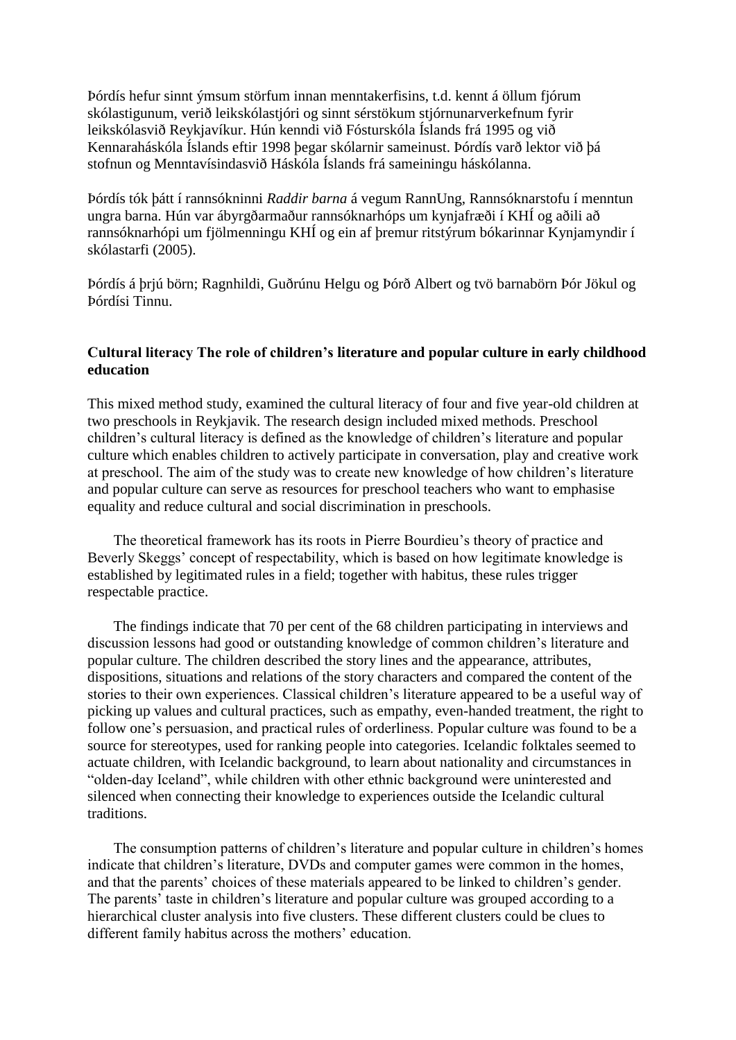Þórdís hefur sinnt ýmsum störfum innan menntakerfisins, t.d. kennt á öllum fjórum skólastigunum, verið leikskólastjóri og sinnt sérstökum stjórnunarverkefnum fyrir leikskólasvið Reykjavíkur. Hún kenndi við Fósturskóla Íslands frá 1995 og við Kennaraháskóla Íslands eftir 1998 þegar skólarnir sameinust. Þórdís varð lektor við þá stofnun og Menntavísindasvið Háskóla Íslands frá sameiningu háskólanna.

Þórdís tók þátt í rannsókninni *Raddir barna* á vegum RannUng, Rannsóknarstofu í menntun ungra barna. Hún var ábyrgðarmaður rannsóknarhóps um kynjafræði í KHÍ og aðili að rannsóknarhópi um fjölmenningu KHÍ og ein af þremur ritstýrum bókarinnar Kynjamyndir í skólastarfi (2005).

Þórdís á þrjú börn; Ragnhildi, Guðrúnu Helgu og Þórð Albert og tvö barnabörn Þór Jökul og Þórdísi Tinnu.

**Cultural literacy The role of children's literature and popular culture in early childhood education**

This mixed method study, examined the cultural literacy of four and five year-old children at two preschools in Reykjavik. The research design included mixed methods. Preschool children's cultural literacy is defined as the knowledge of children's literature and popular culture which enables children to actively participate in conversation, play and creative work at preschool. The aim of the study was to create new knowledge of how children's literature and popular culture can serve as resources for preschool teachers who want to emphasise equality and reduce cultural and social discrimination in preschools.

The theoretical framework has its roots in Pierre Bourdieu's theory of practice and Beverly Skeggs' concept of respectability, which is based on how legitimate knowledge is established by legitimated rules in a field; together with habitus, these rules trigger respectable practice.

The findings indicate that 70 per cent of the 68 children participating in interviews and discussion lessons had good or outstanding knowledge of common children's literature and popular culture. The children described the story lines and the appearance, attributes, dispositions, situations and relations of the story characters and compared the content of the stories to their own experiences. Classical children's literature appeared to be a useful way of picking up values and cultural practices, such as empathy, even-handed treatment, the right to follow one's persuasion, and practical rules of orderliness. Popular culture was found to be a source for stereotypes, used for ranking people into categories. Icelandic folktales seemed to actuate children, with Icelandic background, to learn about nationality and circumstances in "olden-day Iceland", while children with other ethnic background were uninterested and silenced when connecting their knowledge to experiences outside the Icelandic cultural traditions.

The consumption patterns of children's literature and popular culture in children's homes indicate that children's literature, DVDs and computer games were common in the homes, and that the parents' choices of these materials appeared to be linked to children's gender. The parents' taste in children's literature and popular culture was grouped according to a hierarchical cluster analysis into five clusters. These different clusters could be clues to different family habitus across the mothers' education.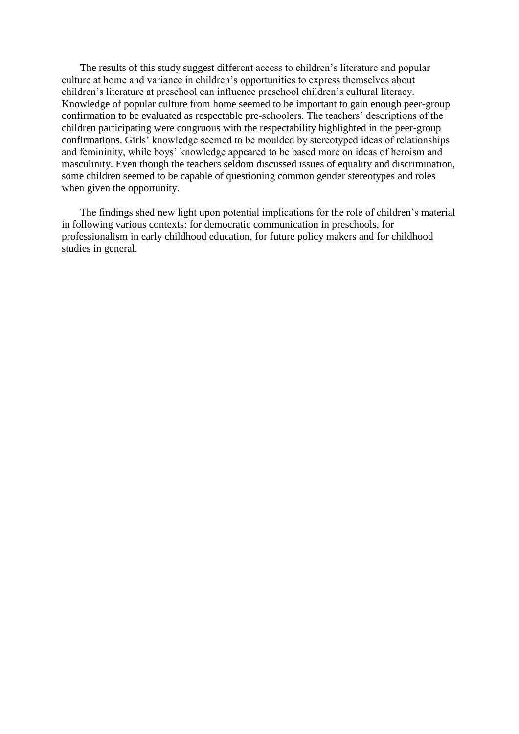The results of this study suggest different access to children's literature and popular culture at home and variance in children's opportunities to express themselves about children's literature at preschool can influence preschool children's cultural literacy. Knowledge of popular culture from home seemed to be important to gain enough peer-group confirmation to be evaluated as respectable pre-schoolers. The teachers' descriptions of the children participating were congruous with the respectability highlighted in the peer-group confirmations. Girls' knowledge seemed to be moulded by stereotyped ideas of relationships and femininity, while boys' knowledge appeared to be based more on ideas of heroism and masculinity. Even though the teachers seldom discussed issues of equality and discrimination, some children seemed to be capable of questioning common gender stereotypes and roles when given the opportunity.

The findings shed new light upon potential implications for the role of children's material in following various contexts: for democratic communication in preschools, for professionalism in early childhood education, for future policy makers and for childhood studies in general.